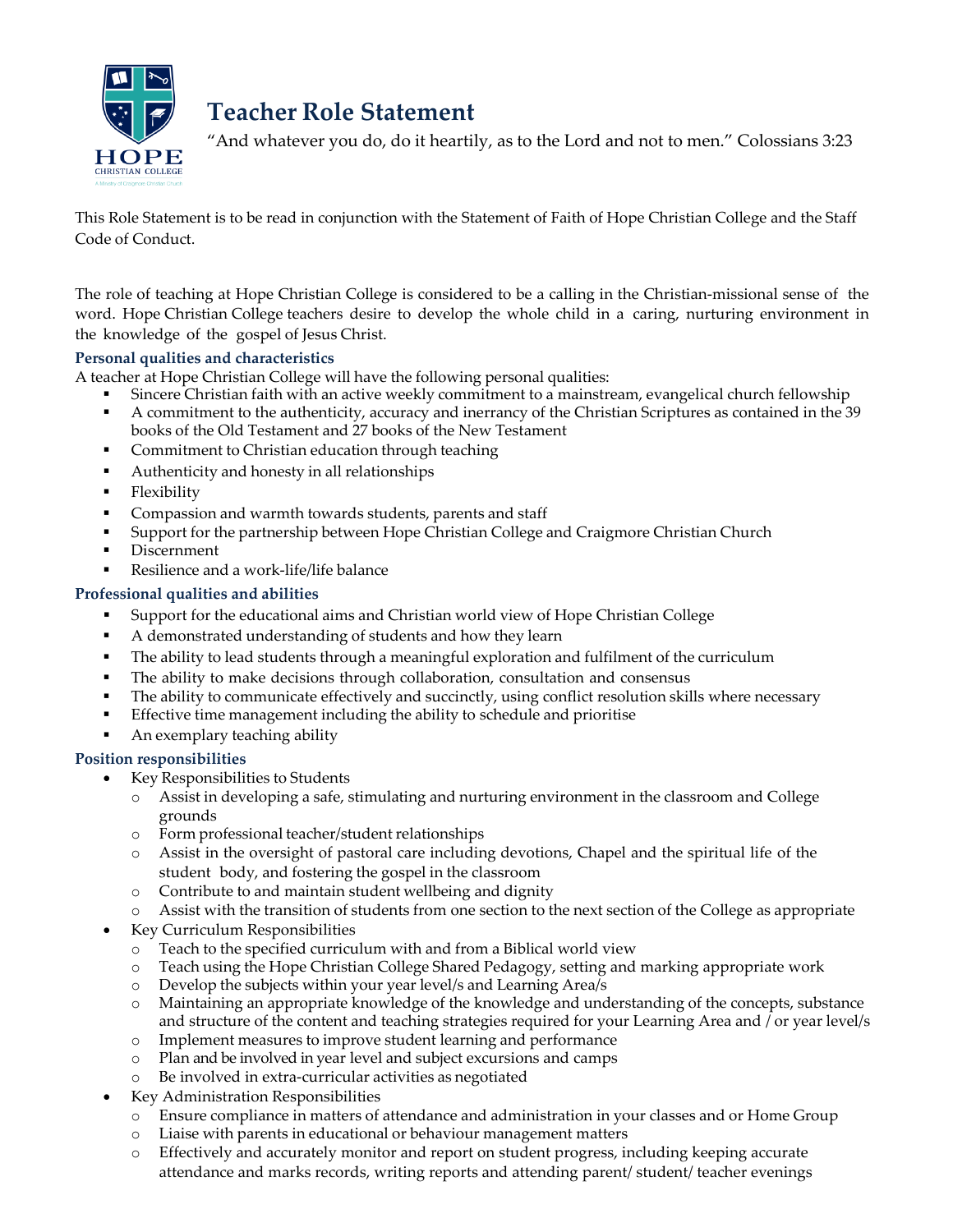# Teacher Role Statement

"And whatever you do, do it heartily, as to the Lord and not to men." Colossians 3:23

This Role Statement is to be read in conjunction with the Statement of Faith of Hope Christian College and the Staff Code of Conduct.

The role of teaching at Hope Christian College is considered to be a calling in the Christian-missional sense of the word. Hope Christian College teachers desire to develop the whole child in a caring, nurturing environment in the knowledge of the gospel of Jesus Christ.

### Personal qualities and characteristics

A teacher at Hope Christian College will have the following personal qualities:

- Sincere Christian faith with an active weekly commitment to a mainstream, evangelical church fellowship
- A commitment to the authenticity, accuracy and inerrancy of the Christian Scriptures as contained in the 39 books of the Old Testament and 27 books of the New Testament
- Commitment to Christian education through teaching
- Authenticity and honesty in all relationships
- Flexibility
- Compassion and warmth towards students, parents and staff
- Support for the partnership between Hope Christian College and Craigmore Christian Church
- Discernment
- Resilience and a work-life/life balance

### Professional qualities and abilities

- Support for the educational aims and Christian world view of Hope Christian College
- A demonstrated understanding of students and how they learn
- The ability to lead students through a meaningful exploration and fulfilment of the curriculum
- The ability to make decisions through collaboration, consultation and consensus
- The ability to communicate effectively and succinctly, using conflict resolution skills where necessary
- Effective time management including the ability to schedule and prioritise
- An exemplary teaching ability

### Position responsibilities

- Key Responsibilities to Students
  - Assist in developing a safe, stimulating and nurturing environment in the classroom and College grounds
  - Form professional teacher/student relationships
  - Assist in the oversight of pastoral care including devotions, Chapel and the spiritual life of the student body, and fostering the gospel in the classroom
  - Contribute to and maintain student wellbeing and dignity
  - Assist with the transition of students from one section to the next section of the College as appropriate
- Key Curriculum Responsibilities
  - Teach to the specified curriculum with and from a Biblical world view
  - Teach using the Hope Christian College Shared Pedagogy, setting and marking appropriate work
  - Develop the subjects within your year level/s and Learning Area/s
  - Maintaining an appropriate knowledge of the knowledge and understanding of the concepts, substance and structure of the content and teaching strategies required for your Learning Area and / or year level/s
  - Implement measures to improve student learning and performance
  - Plan and be involved in year level and subject excursions and camps
  - Be involved in extra-curricular activities as negotiated
- Key Administration Responsibilities
  - Ensure compliance in matters of attendance and administration in your classes and or Home Group
  - Liaise with parents in educational or behaviour management matters
  - Effectively and accurately monitor and report on student progress, including keeping accurate attendance and marks records, writing reports and attending parent/ student/ teacher evenings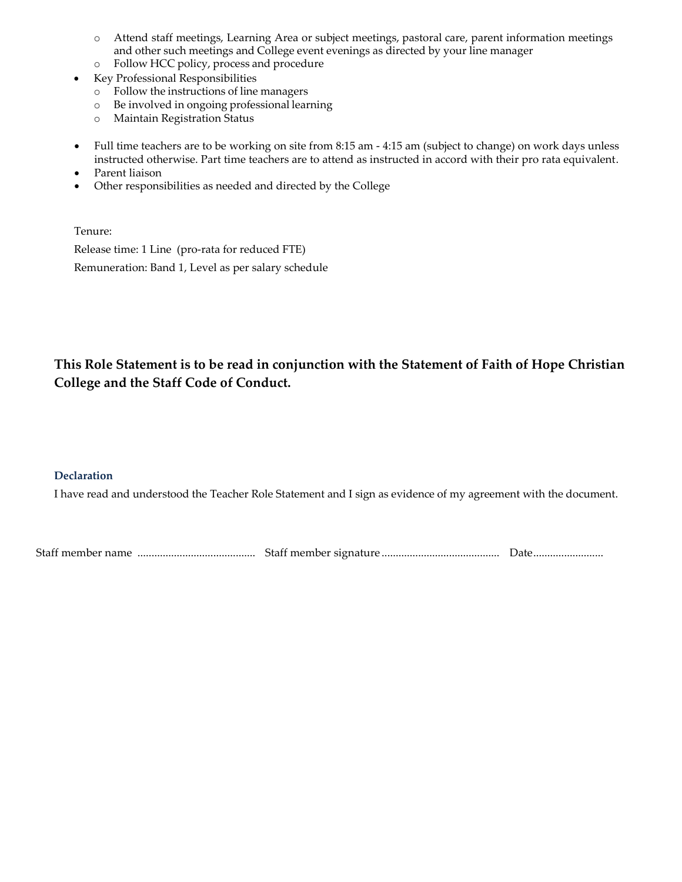- Attend staff meetings, Learning Area or subject meetings, pastoral care, parent information meetings and other such meetings and College event evenings as directed by your line manager
  - Follow HCC policy, process and procedure
- Key Professional Responsibilities
  - Follow the instructions of line managers
  - Be involved in ongoing professional learning
  - Maintain Registration Status

- Full time teachers are to be working on site from 8:15 am - 4:15 am (subject to change) on work days unless instructed otherwise. Part time teachers are to attend as instructed in accord with their pro rata equivalent.
- Parent liaison
- Other responsibilities as needed and directed by the College

Tenure:

Release time: 1 Line (pro-rata for reduced FTE)

Remuneration: Band 1, Level as per salary schedule

**This Role Statement is to be read in conjunction with the Statement of Faith of Hope Christian College and the Staff Code of Conduct.**

**Declaration**

I have read and understood the Teacher Role Statement and I sign as evidence of my agreement with the document.

Staff member name ......................................... Staff member signature ......................................... Date.........................